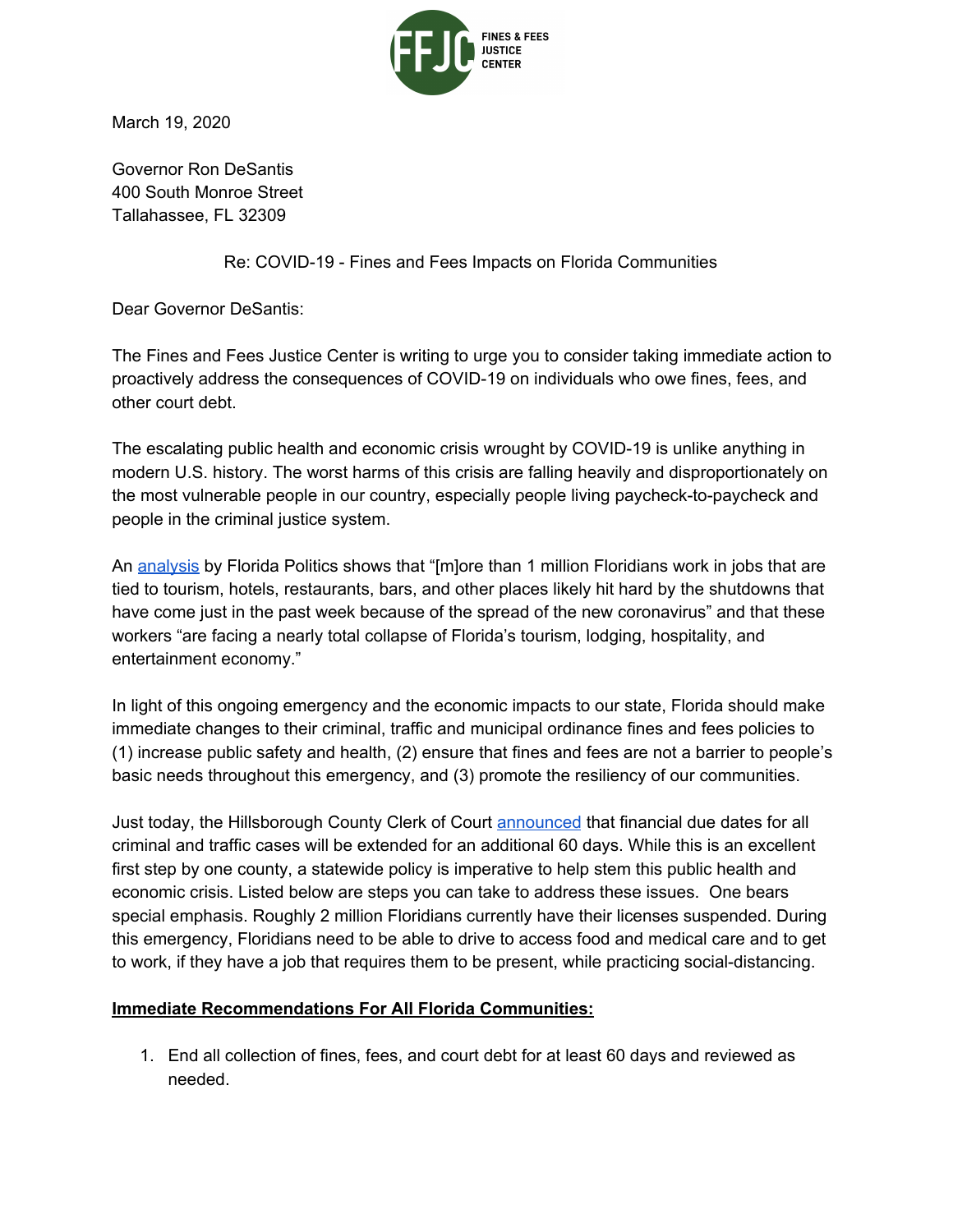FINES & FEES JUSTICE CENTER

March 19, 2020

Governor Ron DeSantis
400 South Monroe Street
Tallahassee, FL 32309

Re: COVID-19 - Fines and Fees Impacts on Florida Communities

Dear Governor DeSantis:

The Fines and Fees Justice Center is writing to urge you to consider taking immediate action to proactively address the consequences of COVID-19 on individuals who owe fines, fees, and other court debt.

The escalating public health and economic crisis wrought by COVID-19 is unlike anything in modern U.S. history. The worst harms of this crisis are falling heavily and disproportionately on the most vulnerable people in our country, especially people living paycheck-to-paycheck and people in the criminal justice system.

An analysis by Florida Politics shows that "[m]ore than 1 million Floridians work in jobs that are tied to tourism, hotels, restaurants, bars, and other places likely hit hard by the shutdowns that have come just in the past week because of the spread of the new coronavirus" and that these workers "are facing a nearly total collapse of Florida's tourism, lodging, hospitality, and entertainment economy."

In light of this ongoing emergency and the economic impacts to our state, Florida should make immediate changes to their criminal, traffic and municipal ordinance fines and fees policies to (1) increase public safety and health, (2) ensure that fines and fees are not a barrier to people's basic needs throughout this emergency, and (3) promote the resiliency of our communities.

Just today, the Hillsborough County Clerk of Court announced that financial due dates for all criminal and traffic cases will be extended for an additional 60 days. While this is an excellent first step by one county, a statewide policy is imperative to help stem this public health and economic crisis. Listed below are steps you can take to address these issues. One bears special emphasis. Roughly 2 million Floridians currently have their licenses suspended. During this emergency, Floridians need to be able to drive to access food and medical care and to get to work, if they have a job that requires them to be present, while practicing social-distancing.

**Immediate Recommendations For All Florida Communities:**

1. End all collection of fines, fees, and court debt for at least 60 days and reviewed as needed.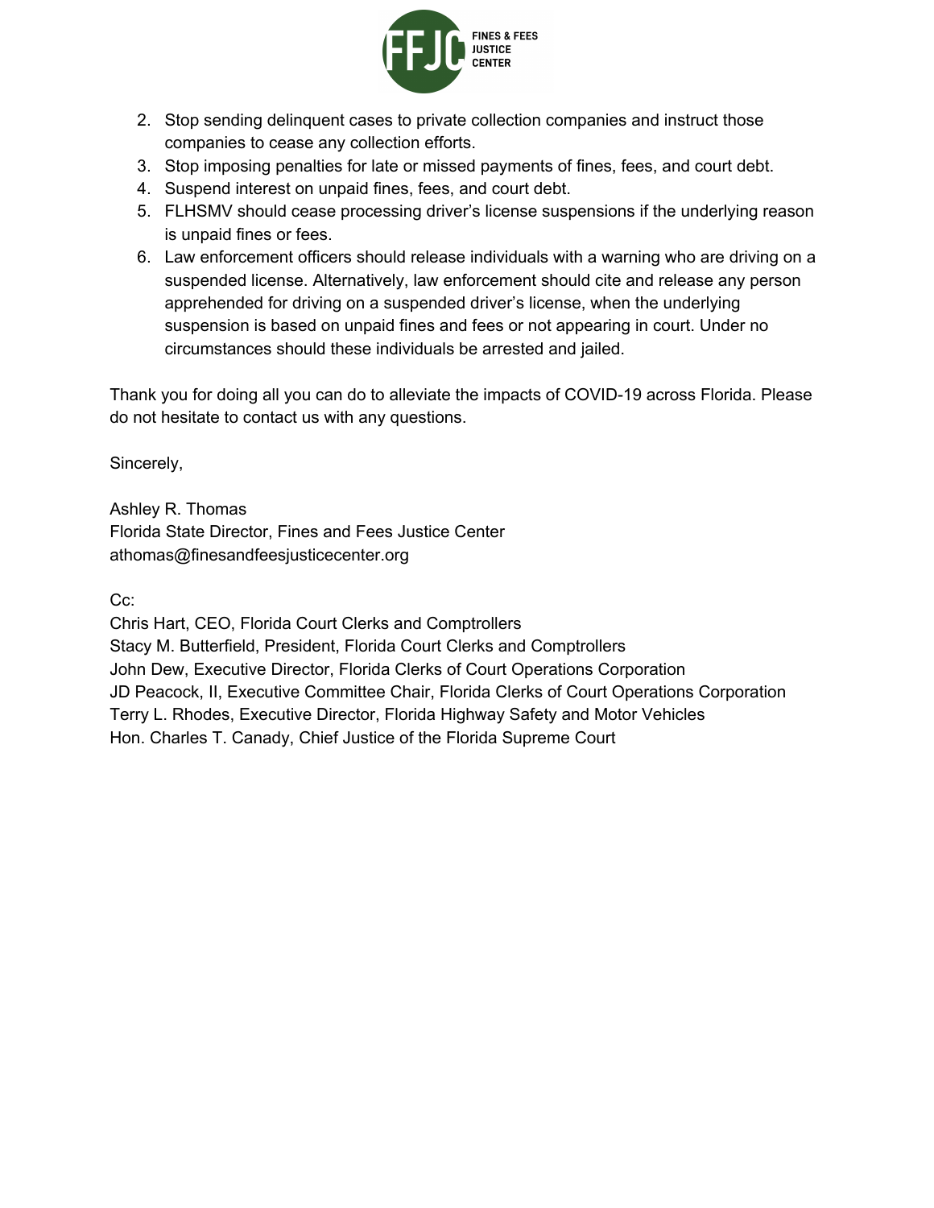2. Stop sending delinquent cases to private collection companies and instruct those companies to cease any collection efforts.
3. Stop imposing penalties for late or missed payments of fines, fees, and court debt.
4. Suspend interest on unpaid fines, fees, and court debt.
5. FLHSMV should cease processing driver's license suspensions if the underlying reason is unpaid fines or fees.
6. Law enforcement officers should release individuals with a warning who are driving on a suspended license. Alternatively, law enforcement should cite and release any person apprehended for driving on a suspended driver's license, when the underlying suspension is based on unpaid fines and fees or not appearing in court. Under no circumstances should these individuals be arrested and jailed.

Thank you for doing all you can do to alleviate the impacts of COVID-19 across Florida. Please do not hesitate to contact us with any questions.

Sincerely,

Ashley R. Thomas
Florida State Director, Fines and Fees Justice Center
athomas@finesandfeesjusticecenter.org

Cc:
Chris Hart, CEO, Florida Court Clerks and Comptrollers
Stacy M. Butterfield, President, Florida Court Clerks and Comptrollers
John Dew, Executive Director, Florida Clerks of Court Operations Corporation
JD Peacock, II, Executive Committee Chair, Florida Clerks of Court Operations Corporation
Terry L. Rhodes, Executive Director, Florida Highway Safety and Motor Vehicles
Hon. Charles T. Canady, Chief Justice of the Florida Supreme Court